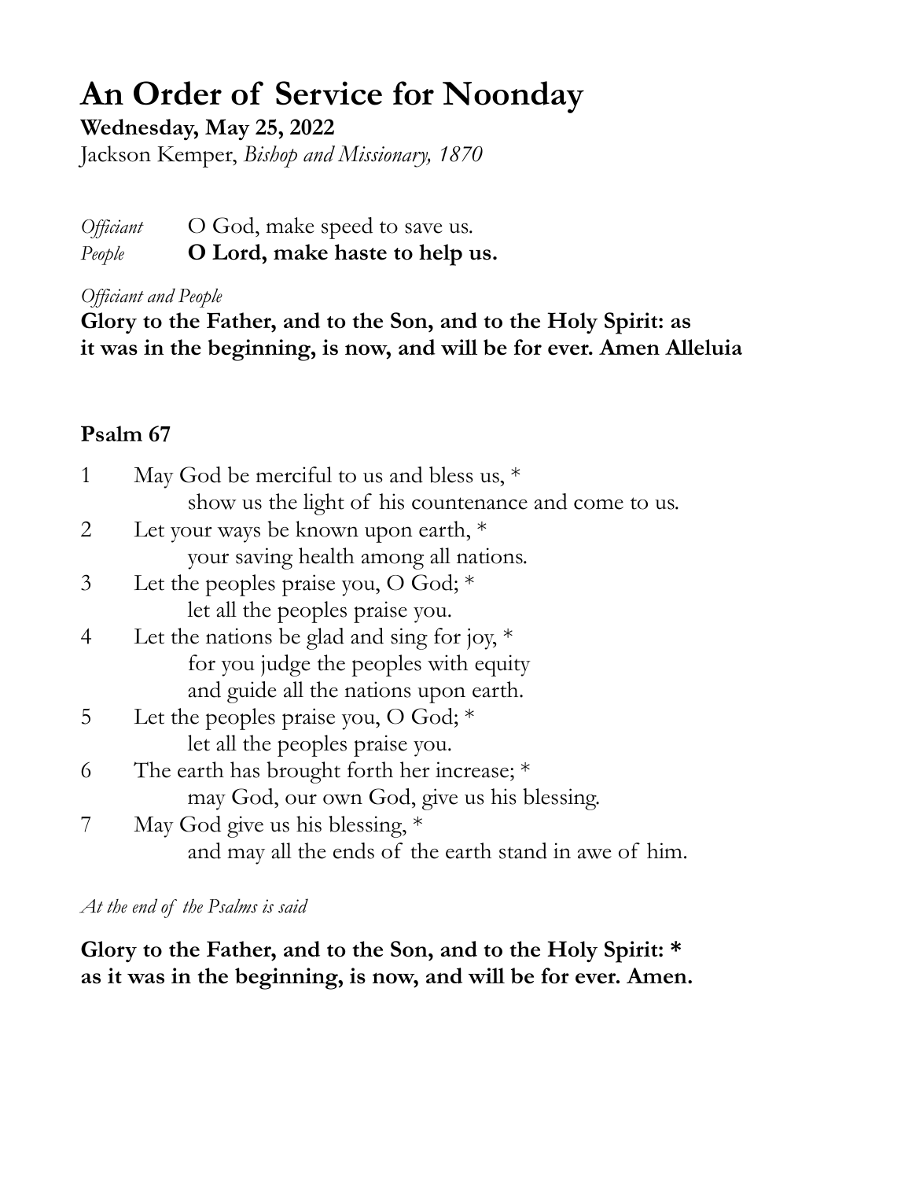# An Order of Service for Noonday

**Wednesday, May 25, 2022**

Jackson Kemper, *Bishop and Missionary, 1870*

*Officiant* O God, make speed to save us.
*People* **O Lord, make haste to help us.**

*Officiant and People*

**Glory to the Father, and to the Son, and to the Holy Spirit: as it was in the beginning, is now, and will be for ever. Amen Alleluia**

## Psalm 67

1 May God be merciful to us and bless us, *
    show us the light of his countenance and come to us.
2 Let your ways be known upon earth, *
    your saving health among all nations.
3 Let the peoples praise you, O God; *
    let all the peoples praise you.
4 Let the nations be glad and sing for joy, *
    for you judge the peoples with equity
    and guide all the nations upon earth.
5 Let the peoples praise you, O God; *
    let all the peoples praise you.
6 The earth has brought forth her increase; *
    may God, our own God, give us his blessing.
7 May God give us his blessing, *
    and may all the ends of the earth stand in awe of him.

*At the end of the Psalms is said*

**Glory to the Father, and to the Son, and to the Holy Spirit: *
as it was in the beginning, is now, and will be for ever. Amen.**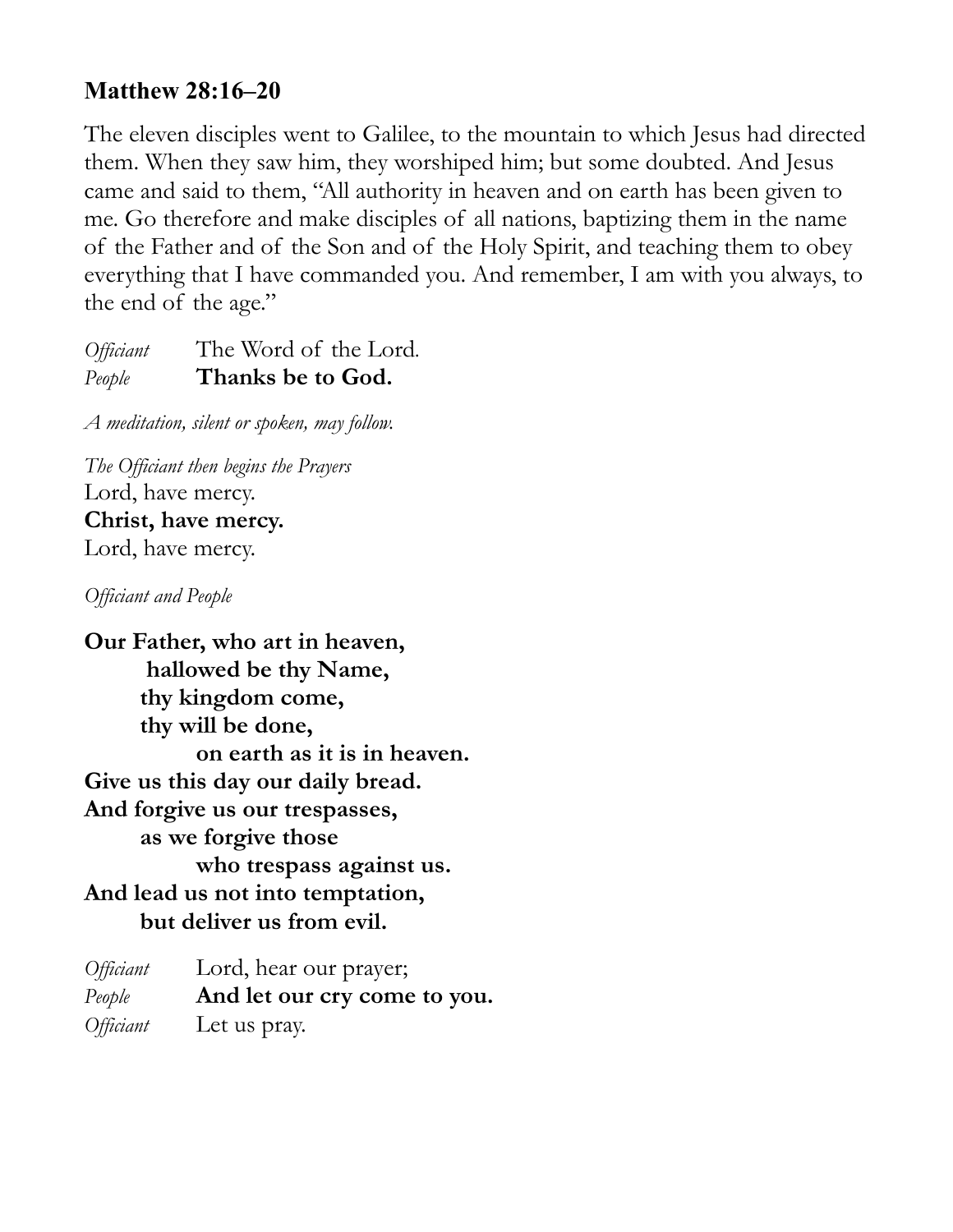**Matthew 28:16–20**

The eleven disciples went to Galilee, to the mountain to which Jesus had directed them. When they saw him, they worshiped him; but some doubted. And Jesus came and said to them, "All authority in heaven and on earth has been given to me. Go therefore and make disciples of all nations, baptizing them in the name of the Father and of the Son and of the Holy Spirit, and teaching them to obey everything that I have commanded you. And remember, I am with you always, to the end of the age."

*Officiant* The Word of the Lord.
*People* **Thanks be to God.**

*A meditation, silent or spoken, may follow.*

*The Officiant then begins the Prayers*
Lord, have mercy.
**Christ, have mercy.**
Lord, have mercy.

*Officiant and People*

**Our Father, who art in heaven,**
**hallowed be thy Name,**
**thy kingdom come,**
**thy will be done,**
**on earth as it is in heaven.**
**Give us this day our daily bread.**
**And forgive us our trespasses,**
**as we forgive those**
**who trespass against us.**
**And lead us not into temptation,**
**but deliver us from evil.**

*Officiant* Lord, hear our prayer;
*People* **And let our cry come to you.**
*Officiant* Let us pray.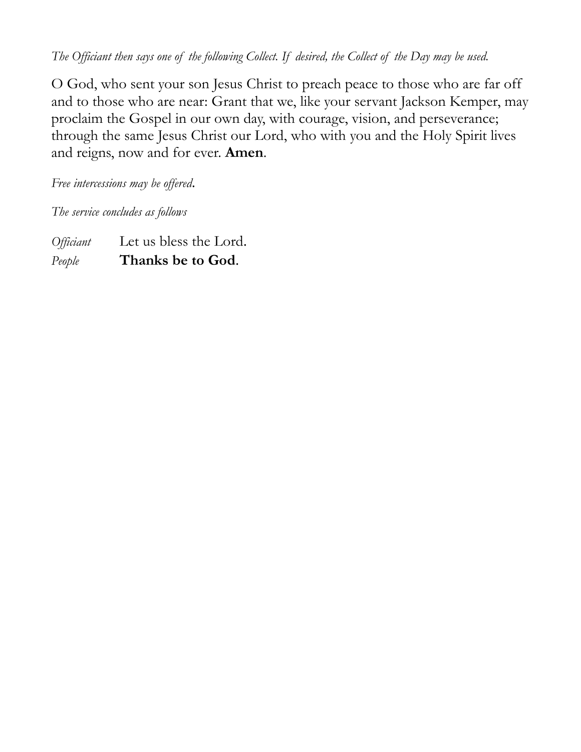*The Officiant then says one of the following Collect. If desired, the Collect of the Day may be used.*

O God, who sent your son Jesus Christ to preach peace to those who are far off and to those who are near: Grant that we, like your servant Jackson Kemper, may proclaim the Gospel in our own day, with courage, vision, and perseverance; through the same Jesus Christ our Lord, who with you and the Holy Spirit lives and reigns, now and for ever. **Amen**.

*Free intercessions may be offered.*

*The service concludes as follows*

*Officiant* Let us bless the Lord.
*People* **Thanks be to God**.